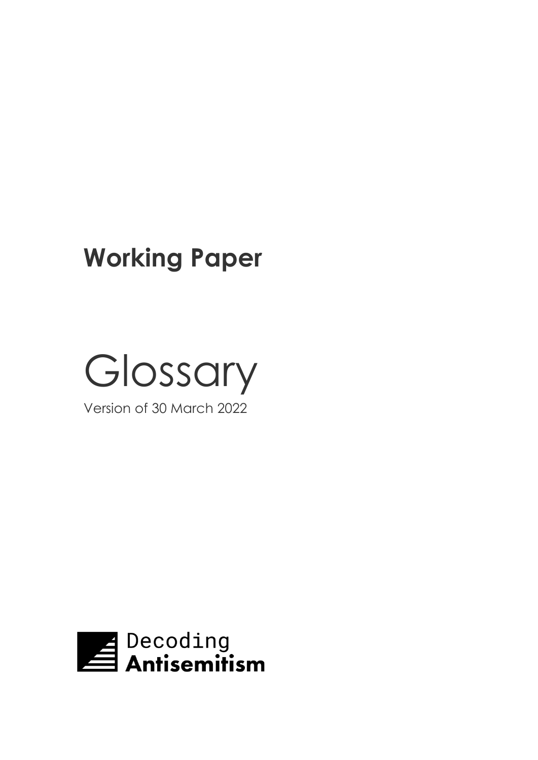**Working Paper**

# Glossary

Version of 30 March 2022

Decoding
**Antisemitism**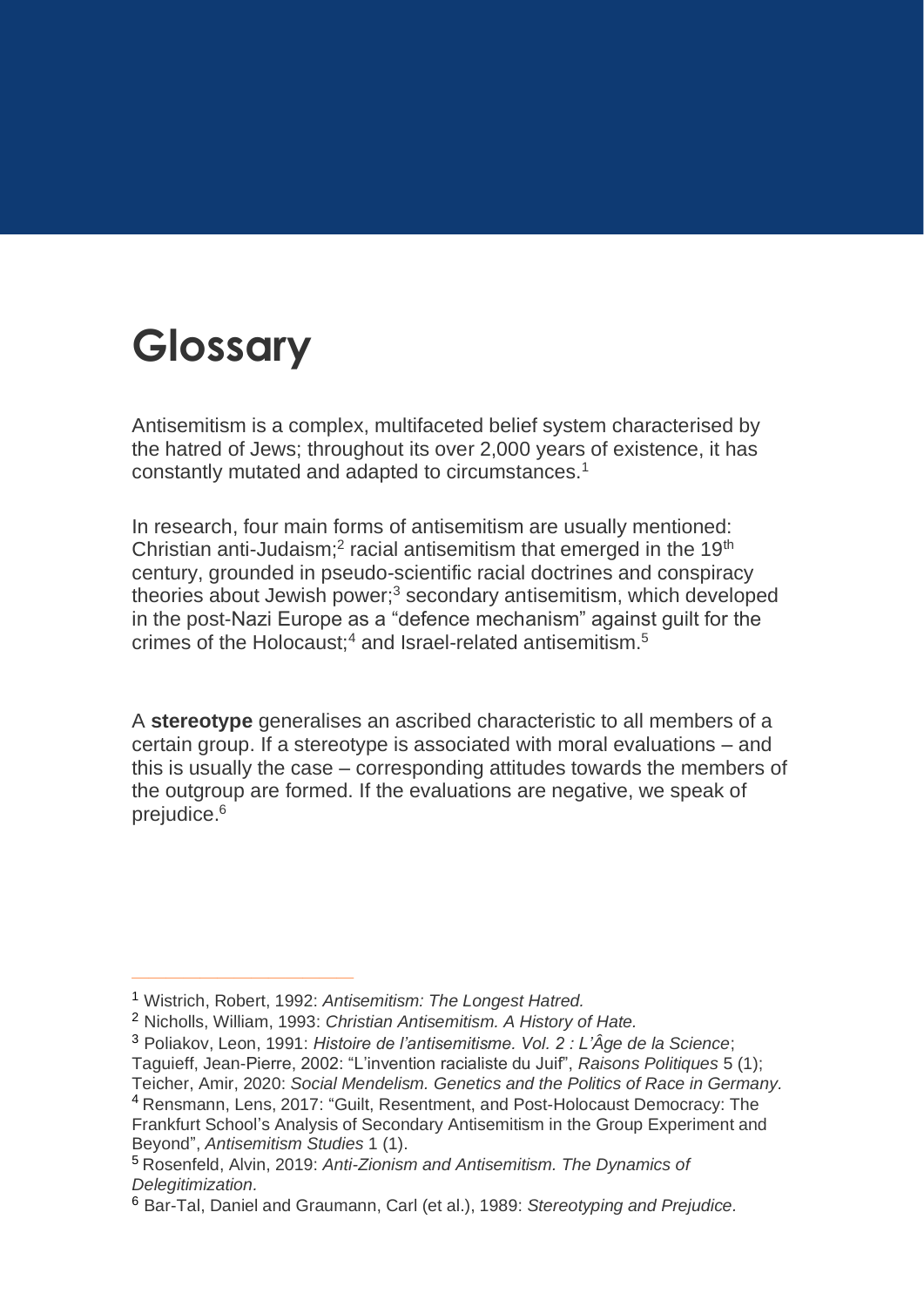# Glossary

Antisemitism is a complex, multifaceted belief system characterised by the hatred of Jews; throughout its over 2,000 years of existence, it has constantly mutated and adapted to circumstances.[1]

In research, four main forms of antisemitism are usually mentioned: Christian anti-Judaism;[2] racial antisemitism that emerged in the 19th century, grounded in pseudo-scientific racial doctrines and conspiracy theories about Jewish power;[3] secondary antisemitism, which developed in the post-Nazi Europe as a "defence mechanism" against guilt for the crimes of the Holocaust;[4] and Israel-related antisemitism.[5]

A **stereotype** generalises an ascribed characteristic to all members of a certain group. If a stereotype is associated with moral evaluations – and this is usually the case – corresponding attitudes towards the members of the outgroup are formed. If the evaluations are negative, we speak of prejudice.[6]

---

[1] Wistrich, Robert, 1992: *Antisemitism: The Longest Hatred.*

[2] Nicholls, William, 1993: *Christian Antisemitism. A History of Hate.*

[3] Poliakov, Leon, 1991: *Histoire de l'antisemitisme. Vol. 2 : L'Âge de la Science*; Taguieff, Jean-Pierre, 2002: "L'invention racialiste du Juif", *Raisons Politiques* 5 (1); Teicher, Amir, 2020: *Social Mendelism. Genetics and the Politics of Race in Germany.*

[4] Rensmann, Lens, 2017: "Guilt, Resentment, and Post-Holocaust Democracy: The Frankfurt School's Analysis of Secondary Antisemitism in the Group Experiment and Beyond", *Antisemitism Studies* 1 (1).

[5] Rosenfeld, Alvin, 2019: *Anti-Zionism and Antisemitism. The Dynamics of Delegitimization.*

[6] Bar-Tal, Daniel and Graumann, Carl (et al.), 1989: *Stereotyping and Prejudice.*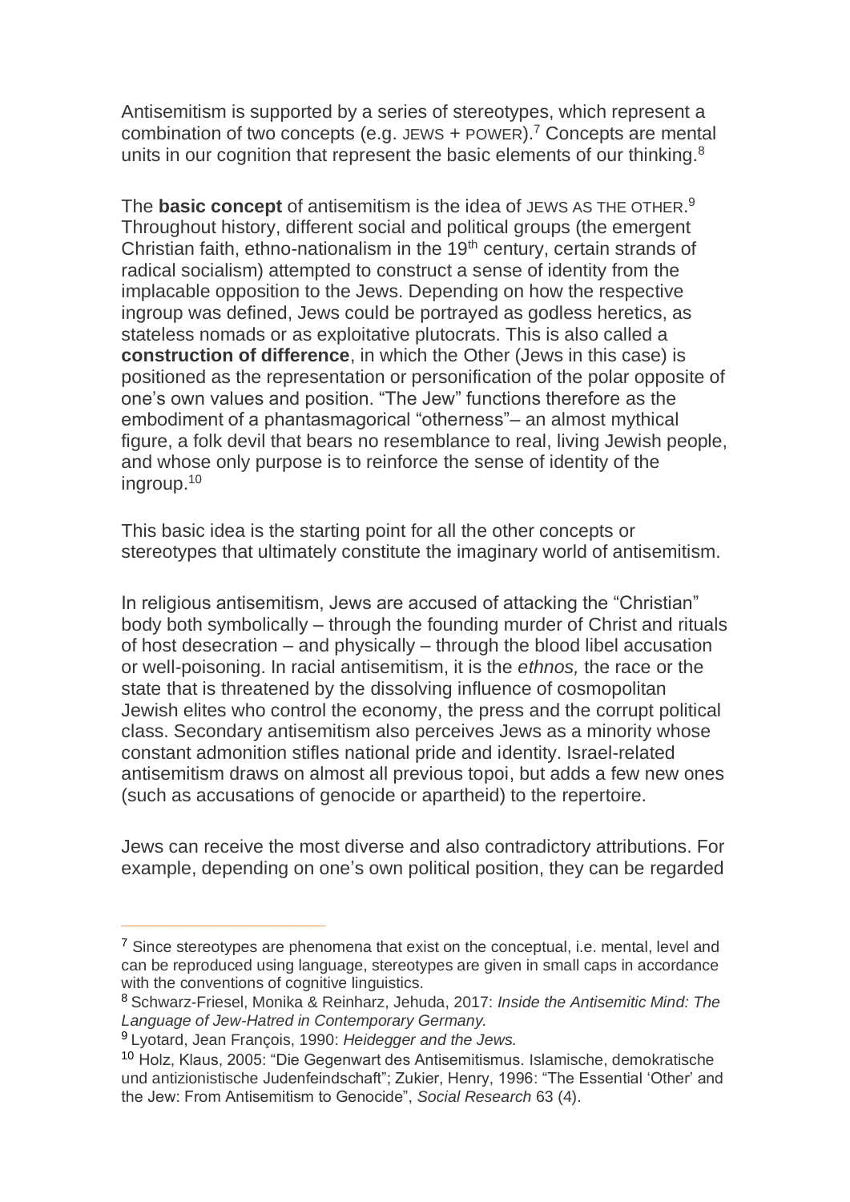Antisemitism is supported by a series of stereotypes, which represent a combination of two concepts (e.g. JEWS + POWER).[7] Concepts are mental units in our cognition that represent the basic elements of our thinking.[8]

The **basic concept** of antisemitism is the idea of JEWS AS THE OTHER.[9] Throughout history, different social and political groups (the emergent Christian faith, ethno-nationalism in the 19th century, certain strands of radical socialism) attempted to construct a sense of identity from the implacable opposition to the Jews. Depending on how the respective ingroup was defined, Jews could be portrayed as godless heretics, as stateless nomads or as exploitative plutocrats. This is also called a **construction of difference**, in which the Other (Jews in this case) is positioned as the representation or personification of the polar opposite of one's own values and position. "The Jew" functions therefore as the embodiment of a phantasmagorical "otherness"– an almost mythical figure, a folk devil that bears no resemblance to real, living Jewish people, and whose only purpose is to reinforce the sense of identity of the ingroup.[10]

This basic idea is the starting point for all the other concepts or stereotypes that ultimately constitute the imaginary world of antisemitism.

In religious antisemitism, Jews are accused of attacking the "Christian" body both symbolically – through the founding murder of Christ and rituals of host desecration – and physically – through the blood libel accusation or well-poisoning. In racial antisemitism, it is the *ethnos,* the race or the state that is threatened by the dissolving influence of cosmopolitan Jewish elites who control the economy, the press and the corrupt political class. Secondary antisemitism also perceives Jews as a minority whose constant admonition stifles national pride and identity. Israel-related antisemitism draws on almost all previous topoi, but adds a few new ones (such as accusations of genocide or apartheid) to the repertoire.

Jews can receive the most diverse and also contradictory attributions. For example, depending on one's own political position, they can be regarded

---

[7] Since stereotypes are phenomena that exist on the conceptual, i.e. mental, level and can be reproduced using language, stereotypes are given in small caps in accordance with the conventions of cognitive linguistics.

[8] Schwarz-Friesel, Monika & Reinharz, Jehuda, 2017: *Inside the Antisemitic Mind: The Language of Jew-Hatred in Contemporary Germany.*

[9] Lyotard, Jean François, 1990: *Heidegger and the Jews.*

[10] Holz, Klaus, 2005: "Die Gegenwart des Antisemitismus. Islamische, demokratische und antizionistische Judenfeindschaft"; Zukier, Henry, 1996: "The Essential 'Other' and the Jew: From Antisemitism to Genocide", *Social Research* 63 (4).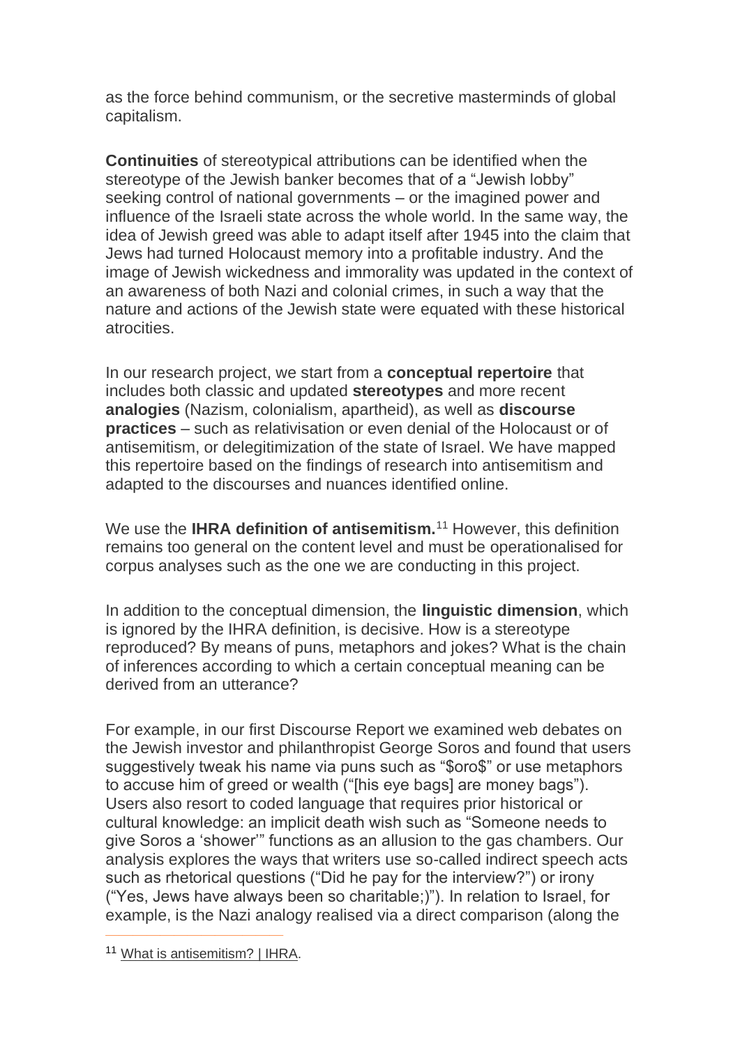as the force behind communism, or the secretive masterminds of global capitalism.

**Continuities** of stereotypical attributions can be identified when the stereotype of the Jewish banker becomes that of a "Jewish lobby" seeking control of national governments – or the imagined power and influence of the Israeli state across the whole world. In the same way, the idea of Jewish greed was able to adapt itself after 1945 into the claim that Jews had turned Holocaust memory into a profitable industry. And the image of Jewish wickedness and immorality was updated in the context of an awareness of both Nazi and colonial crimes, in such a way that the nature and actions of the Jewish state were equated with these historical atrocities.

In our research project, we start from a **conceptual repertoire** that includes both classic and updated **stereotypes** and more recent **analogies** (Nazism, colonialism, apartheid), as well as **discourse practices** – such as relativisation or even denial of the Holocaust or of antisemitism, or delegitimization of the state of Israel. We have mapped this repertoire based on the findings of research into antisemitism and adapted to the discourses and nuances identified online.

We use the **IHRA definition of antisemitism.**[11] However, this definition remains too general on the content level and must be operationalised for corpus analyses such as the one we are conducting in this project.

In addition to the conceptual dimension, the **linguistic dimension**, which is ignored by the IHRA definition, is decisive. How is a stereotype reproduced? By means of puns, metaphors and jokes? What is the chain of inferences according to which a certain conceptual meaning can be derived from an utterance?

For example, in our first Discourse Report we examined web debates on the Jewish investor and philanthropist George Soros and found that users suggestively tweak his name via puns such as "$oro$" or use metaphors to accuse him of greed or wealth ("[his eye bags] are money bags"). Users also resort to coded language that requires prior historical or cultural knowledge: an implicit death wish such as "Someone needs to give Soros a 'shower'" functions as an allusion to the gas chambers. Our analysis explores the ways that writers use so-called indirect speech acts such as rhetorical questions ("Did he pay for the interview?") or irony ("Yes, Jews have always been so charitable;)"). In relation to Israel, for example, is the Nazi analogy realised via a direct comparison (along the

---

[11] What is antisemitism? | IHRA.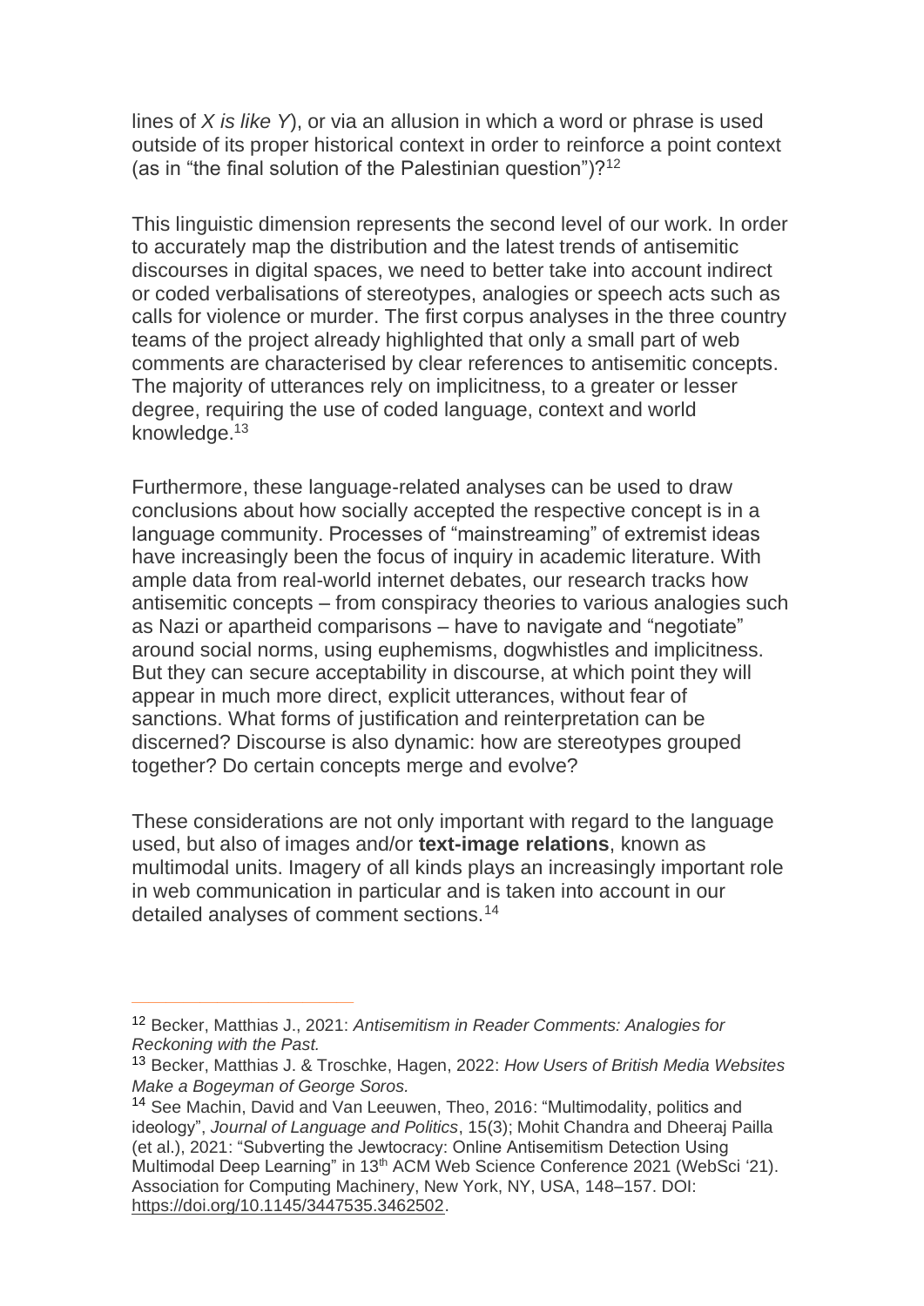lines of *X is like Y*), or via an allusion in which a word or phrase is used outside of its proper historical context in order to reinforce a point context (as in "the final solution of the Palestinian question")?[12]

This linguistic dimension represents the second level of our work. In order to accurately map the distribution and the latest trends of antisemitic discourses in digital spaces, we need to better take into account indirect or coded verbalisations of stereotypes, analogies or speech acts such as calls for violence or murder. The first corpus analyses in the three country teams of the project already highlighted that only a small part of web comments are characterised by clear references to antisemitic concepts. The majority of utterances rely on implicitness, to a greater or lesser degree, requiring the use of coded language, context and world knowledge.[13]

Furthermore, these language-related analyses can be used to draw conclusions about how socially accepted the respective concept is in a language community. Processes of "mainstreaming" of extremist ideas have increasingly been the focus of inquiry in academic literature. With ample data from real-world internet debates, our research tracks how antisemitic concepts – from conspiracy theories to various analogies such as Nazi or apartheid comparisons – have to navigate and "negotiate" around social norms, using euphemisms, dogwhistles and implicitness. But they can secure acceptability in discourse, at which point they will appear in much more direct, explicit utterances, without fear of sanctions. What forms of justification and reinterpretation can be discerned? Discourse is also dynamic: how are stereotypes grouped together? Do certain concepts merge and evolve?

These considerations are not only important with regard to the language used, but also of images and/or **text-image relations**, known as multimodal units. Imagery of all kinds plays an increasingly important role in web communication in particular and is taken into account in our detailed analyses of comment sections.[14]

---

[12] Becker, Matthias J., 2021: *Antisemitism in Reader Comments: Analogies for Reckoning with the Past.*

[13] Becker, Matthias J. & Troschke, Hagen, 2022: *How Users of British Media Websites Make a Bogeyman of George Soros.*

[14] See Machin, David and Van Leeuwen, Theo, 2016: "Multimodality, politics and ideology", *Journal of Language and Politics*, 15(3); Mohit Chandra and Dheeraj Pailla (et al.), 2021: "Subverting the Jewtocracy: Online Antisemitism Detection Using Multimodal Deep Learning" in 13th ACM Web Science Conference 2021 (WebSci '21). Association for Computing Machinery, New York, NY, USA, 148–157. DOI: https://doi.org/10.1145/3447535.3462502.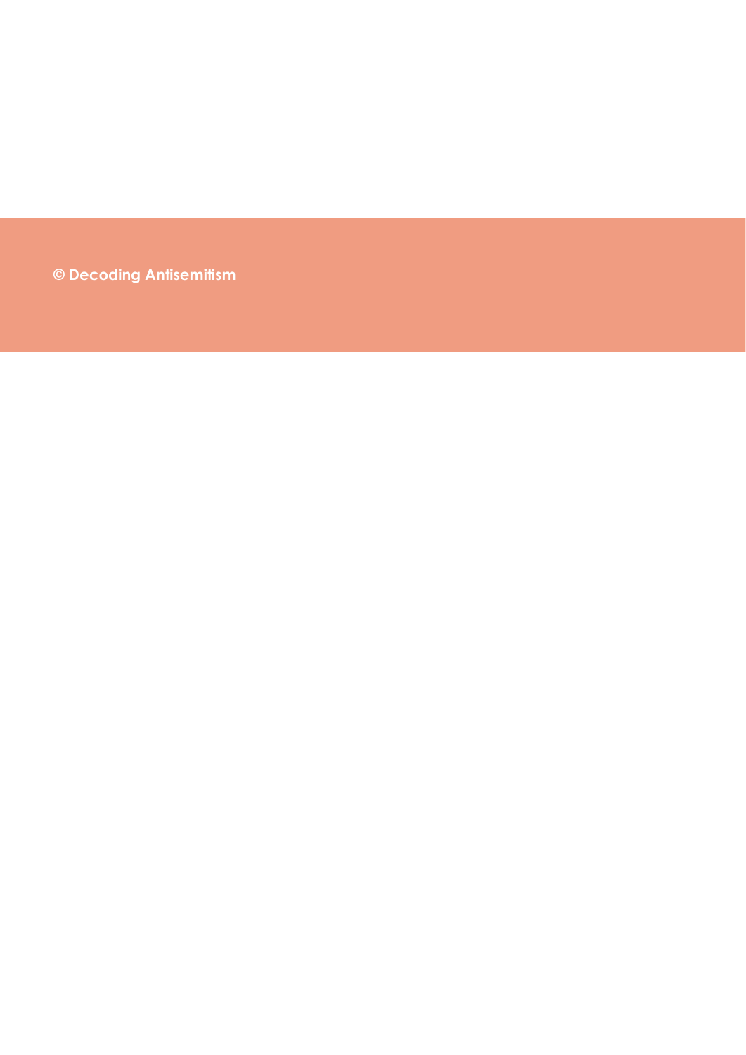**© Decoding Antisemitism**